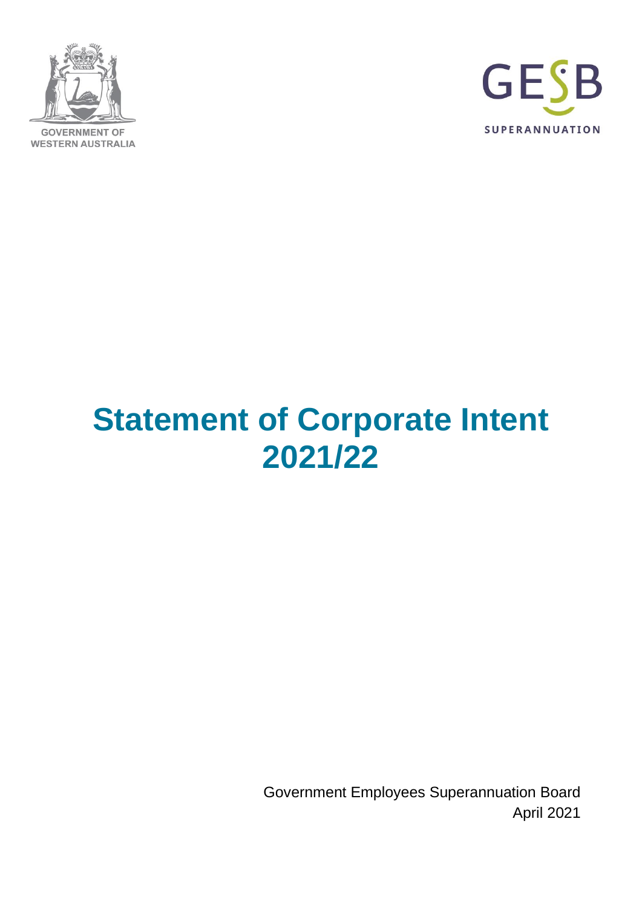GOVERNMENT OF WESTERN AUSTRALIA

GESB SUPERANNUATION

# Statement of Corporate Intent 2021/22

Government Employees Superannuation Board
April 2021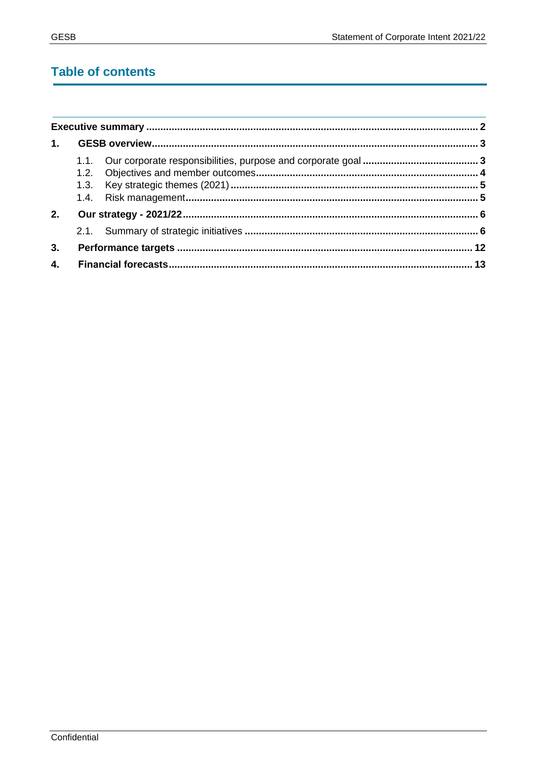## Table of contents

**Executive summary** .......... **2**

**1. GESB overview** .......... **3**

- 1.1. Our corporate responsibilities, purpose and corporate goal .......... **3**
- 1.2. Objectives and member outcomes .......... **4**
- 1.3. Key strategic themes (2021) .......... **5**
- 1.4. Risk management .......... **5**

**2. Our strategy - 2021/22** .......... **6**

- 2.1. Summary of strategic initiatives .......... **6**

**3. Performance targets** .......... **12**

**4. Financial forecasts** .......... **13**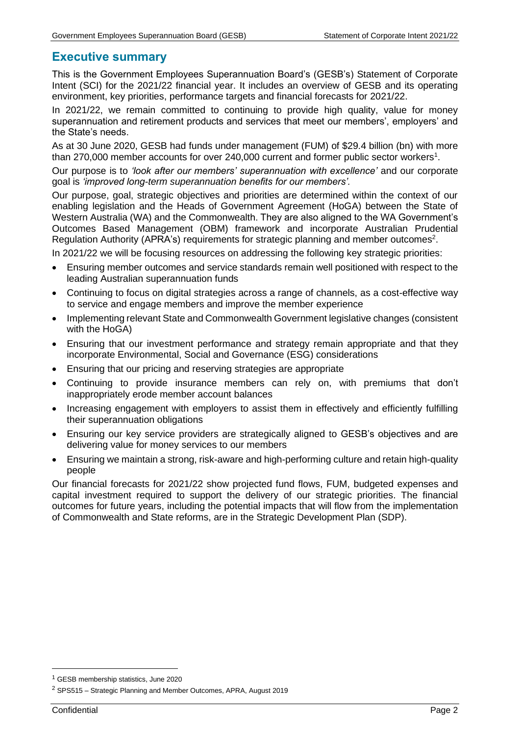## Executive summary

This is the Government Employees Superannuation Board's (GESB's) Statement of Corporate Intent (SCI) for the 2021/22 financial year. It includes an overview of GESB and its operating environment, key priorities, performance targets and financial forecasts for 2021/22.

In 2021/22, we remain committed to continuing to provide high quality, value for money superannuation and retirement products and services that meet our members', employers' and the State's needs.

As at 30 June 2020, GESB had funds under management (FUM) of $29.4 billion (bn) with more than 270,000 member accounts for over 240,000 current and former public sector workers[1].

Our purpose is to *'look after our members' superannuation with excellence'* and our corporate goal is *'improved long-term superannuation benefits for our members'.*

Our purpose, goal, strategic objectives and priorities are determined within the context of our enabling legislation and the Heads of Government Agreement (HoGA) between the State of Western Australia (WA) and the Commonwealth. They are also aligned to the WA Government's Outcomes Based Management (OBM) framework and incorporate Australian Prudential Regulation Authority (APRA's) requirements for strategic planning and member outcomes[2].

In 2021/22 we will be focusing resources on addressing the following key strategic priorities:

- Ensuring member outcomes and service standards remain well positioned with respect to the leading Australian superannuation funds
- Continuing to focus on digital strategies across a range of channels, as a cost-effective way to service and engage members and improve the member experience
- Implementing relevant State and Commonwealth Government legislative changes (consistent with the HoGA)
- Ensuring that our investment performance and strategy remain appropriate and that they incorporate Environmental, Social and Governance (ESG) considerations
- Ensuring that our pricing and reserving strategies are appropriate
- Continuing to provide insurance members can rely on, with premiums that don't inappropriately erode member account balances
- Increasing engagement with employers to assist them in effectively and efficiently fulfilling their superannuation obligations
- Ensuring our key service providers are strategically aligned to GESB's objectives and are delivering value for money services to our members
- Ensuring we maintain a strong, risk-aware and high-performing culture and retain high-quality people

Our financial forecasts for 2021/22 show projected fund flows, FUM, budgeted expenses and capital investment required to support the delivery of our strategic priorities. The financial outcomes for future years, including the potential impacts that will flow from the implementation of Commonwealth and State reforms, are in the Strategic Development Plan (SDP).

[1] GESB membership statistics, June 2020

[2] SPS515 – Strategic Planning and Member Outcomes, APRA, August 2019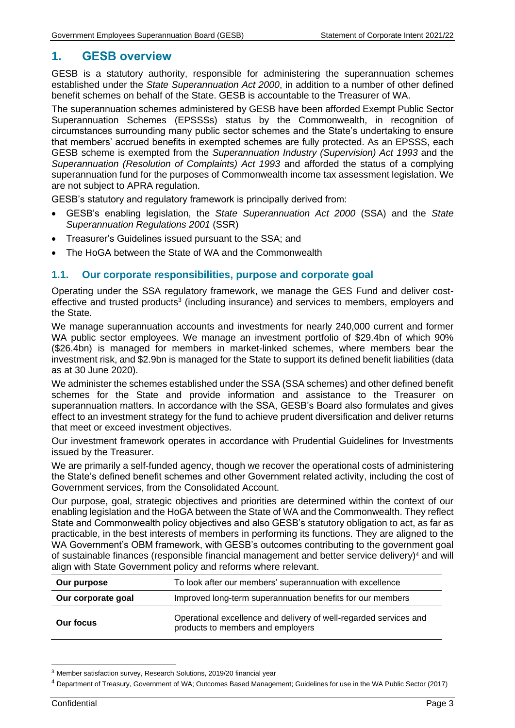# 1. GESB overview

GESB is a statutory authority, responsible for administering the superannuation schemes established under the *State Superannuation Act 2000*, in addition to a number of other defined benefit schemes on behalf of the State. GESB is accountable to the Treasurer of WA.

The superannuation schemes administered by GESB have been afforded Exempt Public Sector Superannuation Schemes (EPSSSs) status by the Commonwealth, in recognition of circumstances surrounding many public sector schemes and the State's undertaking to ensure that members' accrued benefits in exempted schemes are fully protected. As an EPSSS, each GESB scheme is exempted from the *Superannuation Industry (Supervision) Act 1993* and the *Superannuation (Resolution of Complaints) Act 1993* and afforded the status of a complying superannuation fund for the purposes of Commonwealth income tax assessment legislation. We are not subject to APRA regulation.

GESB's statutory and regulatory framework is principally derived from:

- GESB's enabling legislation, the *State Superannuation Act 2000* (SSA) and the *State Superannuation Regulations 2001* (SSR)
- Treasurer's Guidelines issued pursuant to the SSA; and
- The HoGA between the State of WA and the Commonwealth

## 1.1. Our corporate responsibilities, purpose and corporate goal

Operating under the SSA regulatory framework, we manage the GES Fund and deliver cost-effective and trusted products[3] (including insurance) and services to members, employers and the State.

We manage superannuation accounts and investments for nearly 240,000 current and former WA public sector employees. We manage an investment portfolio of $29.4bn of which 90% ($26.4bn) is managed for members in market-linked schemes, where members bear the investment risk, and $2.9bn is managed for the State to support its defined benefit liabilities (data as at 30 June 2020).

We administer the schemes established under the SSA (SSA schemes) and other defined benefit schemes for the State and provide information and assistance to the Treasurer on superannuation matters. In accordance with the SSA, GESB's Board also formulates and gives effect to an investment strategy for the fund to achieve prudent diversification and deliver returns that meet or exceed investment objectives.

Our investment framework operates in accordance with Prudential Guidelines for Investments issued by the Treasurer.

We are primarily a self-funded agency, though we recover the operational costs of administering the State's defined benefit schemes and other Government related activity, including the cost of Government services, from the Consolidated Account.

Our purpose, goal, strategic objectives and priorities are determined within the context of our enabling legislation and the HoGA between the State of WA and the Commonwealth. They reflect State and Commonwealth policy objectives and also GESB's statutory obligation to act, as far as practicable, in the best interests of members in performing its functions. They are aligned to the WA Government's OBM framework, with GESB's outcomes contributing to the government goal of sustainable finances (responsible financial management and better service delivery)[4] and will align with State Government policy and reforms where relevant.

| | |
|---|---|
| **Our purpose** | To look after our members' superannuation with excellence |
| **Our corporate goal** | Improved long-term superannuation benefits for our members |
| **Our focus** | Operational excellence and delivery of well-regarded services and products to members and employers |

[3] Member satisfaction survey, Research Solutions, 2019/20 financial year

[4] Department of Treasury, Government of WA; Outcomes Based Management; Guidelines for use in the WA Public Sector (2017)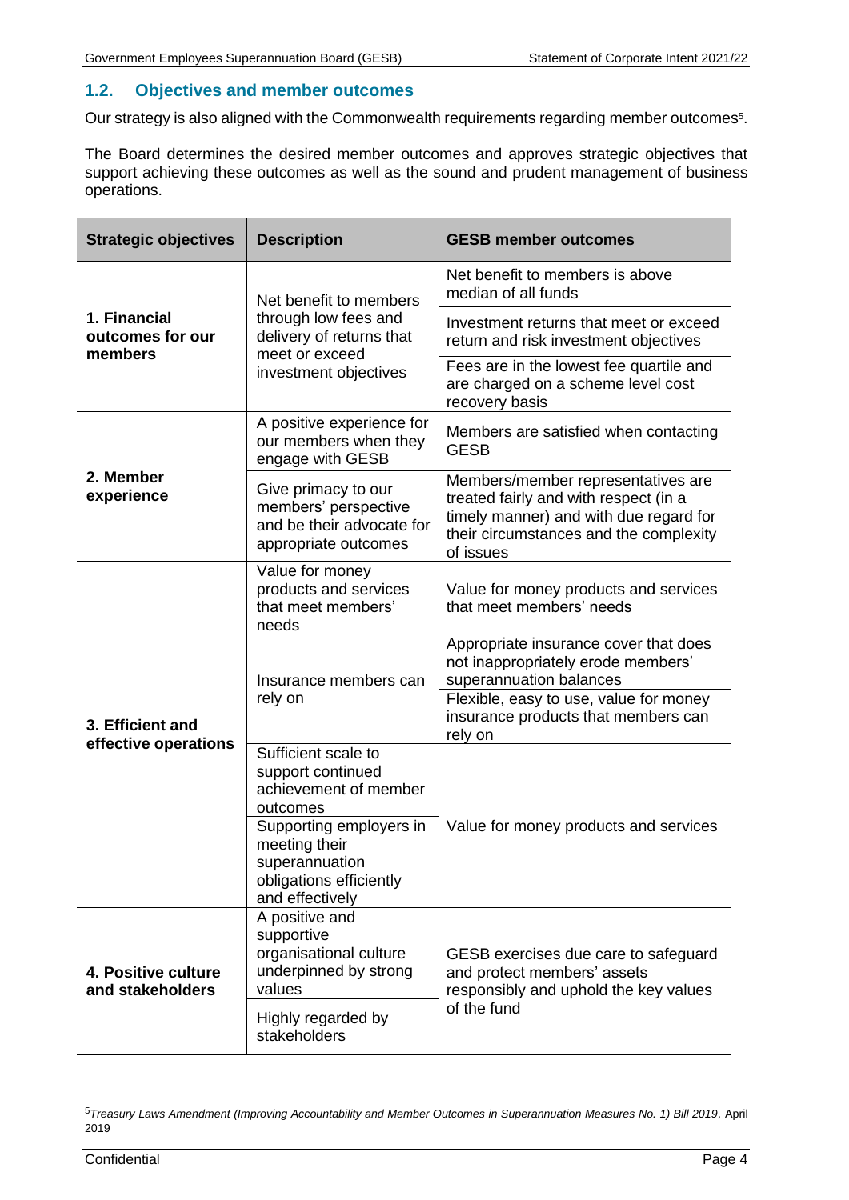## 1.2. Objectives and member outcomes

Our strategy is also aligned with the Commonwealth requirements regarding member outcomes[5].

The Board determines the desired member outcomes and approves strategic objectives that support achieving these outcomes as well as the sound and prudent management of business operations.

| Strategic objectives | Description | GESB member outcomes |
| --- | --- | --- |
| **1. Financial outcomes for our members** | Net benefit to members through low fees and delivery of returns that meet or exceed investment objectives | Net benefit to members is above median of all funds |
| | | Investment returns that meet or exceed return and risk investment objectives |
| | | Fees are in the lowest fee quartile and are charged on a scheme level cost recovery basis |
| **2. Member experience** | A positive experience for our members when they engage with GESB | Members are satisfied when contacting GESB |
| | Give primacy to our members' perspective and be their advocate for appropriate outcomes | Members/member representatives are treated fairly and with respect (in a timely manner) and with due regard for their circumstances and the complexity of issues |
| **3. Efficient and effective operations** | Value for money products and services that meet members' needs | Value for money products and services that meet members' needs |
| | Insurance members can rely on | Appropriate insurance cover that does not inappropriately erode members' superannuation balances |
| | | Flexible, easy to use, value for money insurance products that members can rely on |
| | Sufficient scale to support continued achievement of member outcomes | Value for money products and services |
| | Supporting employers in meeting their superannuation obligations efficiently and effectively | |
| **4. Positive culture and stakeholders** | A positive and supportive organisational culture underpinned by strong values | GESB exercises due care to safeguard and protect members' assets responsibly and uphold the key values of the fund |
| | Highly regarded by stakeholders | |

[5] *Treasury Laws Amendment (Improving Accountability and Member Outcomes in Superannuation Measures No. 1) Bill 2019*, April 2019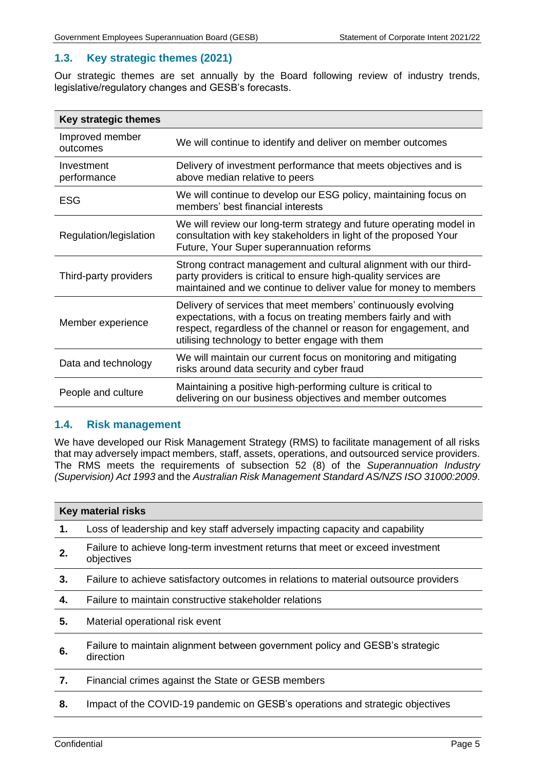## 1.3. Key strategic themes (2021)

Our strategic themes are set annually by the Board following review of industry trends, legislative/regulatory changes and GESB's forecasts.

| Key strategic themes | |
|---|---|
| Improved member outcomes | We will continue to identify and deliver on member outcomes |
| Investment performance | Delivery of investment performance that meets objectives and is above median relative to peers |
| ESG | We will continue to develop our ESG policy, maintaining focus on members' best financial interests |
| Regulation/legislation | We will review our long-term strategy and future operating model in consultation with key stakeholders in light of the proposed Your Future, Your Super superannuation reforms |
| Third-party providers | Strong contract management and cultural alignment with our third-party providers is critical to ensure high-quality services are maintained and we continue to deliver value for money to members |
| Member experience | Delivery of services that meet members' continuously evolving expectations, with a focus on treating members fairly and with respect, regardless of the channel or reason for engagement, and utilising technology to better engage with them |
| Data and technology | We will maintain our current focus on monitoring and mitigating risks around data security and cyber fraud |
| People and culture | Maintaining a positive high-performing culture is critical to delivering on our business objectives and member outcomes |

## 1.4. Risk management

We have developed our Risk Management Strategy (RMS) to facilitate management of all risks that may adversely impact members, staff, assets, operations, and outsourced service providers. The RMS meets the requirements of subsection 52 (8) of the *Superannuation Industry (Supervision) Act 1993* and the *Australian Risk Management Standard AS/NZS ISO 31000:2009*.

| Key material risks | |
|---|---|
| **1.** | Loss of leadership and key staff adversely impacting capacity and capability |
| **2.** | Failure to achieve long-term investment returns that meet or exceed investment objectives |
| **3.** | Failure to achieve satisfactory outcomes in relations to material outsource providers |
| **4.** | Failure to maintain constructive stakeholder relations |
| **5.** | Material operational risk event |
| **6.** | Failure to maintain alignment between government policy and GESB's strategic direction |
| **7.** | Financial crimes against the State or GESB members |
| **8.** | Impact of the COVID-19 pandemic on GESB's operations and strategic objectives |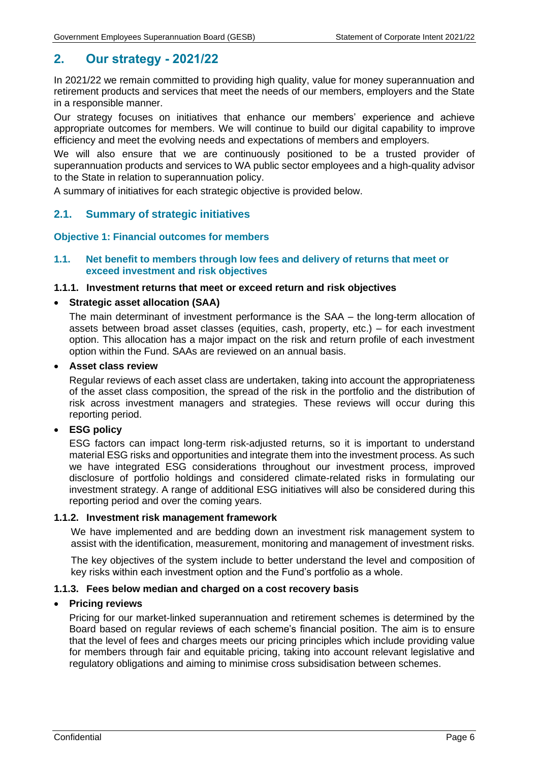## 2. Our strategy - 2021/22

In 2021/22 we remain committed to providing high quality, value for money superannuation and retirement products and services that meet the needs of our members, employers and the State in a responsible manner.

Our strategy focuses on initiatives that enhance our members' experience and achieve appropriate outcomes for members. We will continue to build our digital capability to improve efficiency and meet the evolving needs and expectations of members and employers.

We will also ensure that we are continuously positioned to be a trusted provider of superannuation products and services to WA public sector employees and a high-quality advisor to the State in relation to superannuation policy.

A summary of initiatives for each strategic objective is provided below.

### 2.1. Summary of strategic initiatives

#### Objective 1: Financial outcomes for members

#### 1.1. Net benefit to members through low fees and delivery of returns that meet or exceed investment and risk objectives

**1.1.1. Investment returns that meet or exceed return and risk objectives**

- **Strategic asset allocation (SAA)**

  The main determinant of investment performance is the SAA – the long-term allocation of assets between broad asset classes (equities, cash, property, etc.) – for each investment option. This allocation has a major impact on the risk and return profile of each investment option within the Fund. SAAs are reviewed on an annual basis.

- **Asset class review**

  Regular reviews of each asset class are undertaken, taking into account the appropriateness of the asset class composition, the spread of the risk in the portfolio and the distribution of risk across investment managers and strategies. These reviews will occur during this reporting period.

- **ESG policy**

  ESG factors can impact long-term risk-adjusted returns, so it is important to understand material ESG risks and opportunities and integrate them into the investment process. As such we have integrated ESG considerations throughout our investment process, improved disclosure of portfolio holdings and considered climate-related risks in formulating our investment strategy. A range of additional ESG initiatives will also be considered during this reporting period and over the coming years.

**1.1.2. Investment risk management framework**

We have implemented and are bedding down an investment risk management system to assist with the identification, measurement, monitoring and management of investment risks.

The key objectives of the system include to better understand the level and composition of key risks within each investment option and the Fund's portfolio as a whole.

**1.1.3. Fees below median and charged on a cost recovery basis**

- **Pricing reviews**

  Pricing for our market-linked superannuation and retirement schemes is determined by the Board based on regular reviews of each scheme's financial position. The aim is to ensure that the level of fees and charges meets our pricing principles which include providing value for members through fair and equitable pricing, taking into account relevant legislative and regulatory obligations and aiming to minimise cross subsidisation between schemes.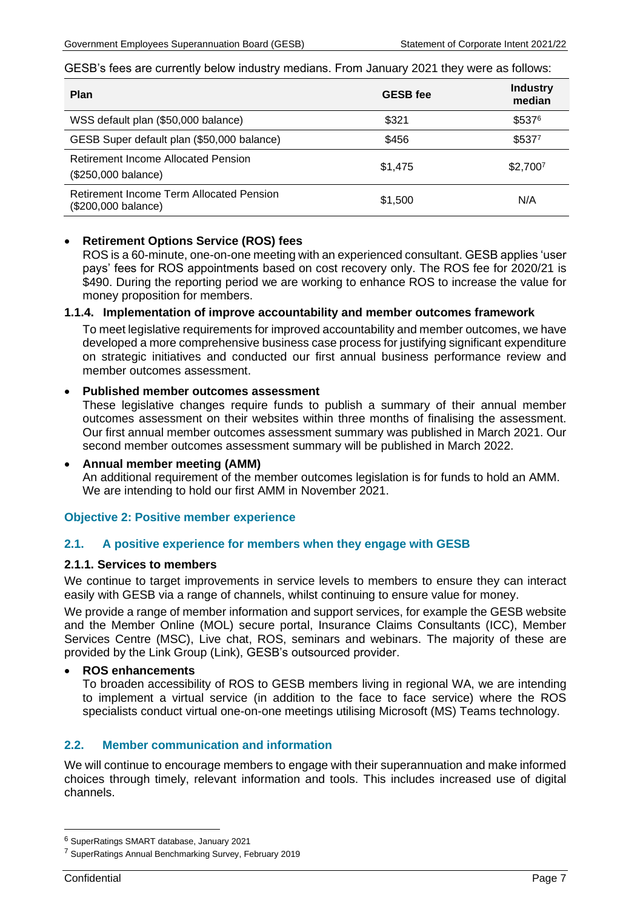GESB's fees are currently below industry medians. From January 2021 they were as follows:

| Plan | GESB fee | Industry median |
|---|---|---|
| WSS default plan ($50,000 balance) | $321 | $537[6] |
| GESB Super default plan ($50,000 balance) | $456 | $537[7] |
| Retirement Income Allocated Pension ($250,000 balance) | $1,475 | $2,700[7] |
| Retirement Income Term Allocated Pension ($200,000 balance) | $1,500 | N/A |

- **Retirement Options Service (ROS) fees**
  ROS is a 60-minute, one-on-one meeting with an experienced consultant. GESB applies 'user pays' fees for ROS appointments based on cost recovery only. The ROS fee for 2020/21 is $490. During the reporting period we are working to enhance ROS to increase the value for money proposition for members.

#### 1.1.4. Implementation of improve accountability and member outcomes framework

To meet legislative requirements for improved accountability and member outcomes, we have developed a more comprehensive business case process for justifying significant expenditure on strategic initiatives and conducted our first annual business performance review and member outcomes assessment.

- **Published member outcomes assessment**
  These legislative changes require funds to publish a summary of their annual member outcomes assessment on their websites within three months of finalising the assessment. Our first annual member outcomes assessment summary was published in March 2021. Our second member outcomes assessment summary will be published in March 2022.

- **Annual member meeting (AMM)**
  An additional requirement of the member outcomes legislation is for funds to hold an AMM. We are intending to hold our first AMM in November 2021.

## Objective 2: Positive member experience

### 2.1. A positive experience for members when they engage with GESB

#### 2.1.1. Services to members

We continue to target improvements in service levels to members to ensure they can interact easily with GESB via a range of channels, whilst continuing to ensure value for money.

We provide a range of member information and support services, for example the GESB website and the Member Online (MOL) secure portal, Insurance Claims Consultants (ICC), Member Services Centre (MSC), Live chat, ROS, seminars and webinars. The majority of these are provided by the Link Group (Link), GESB's outsourced provider.

- **ROS enhancements**
  To broaden accessibility of ROS to GESB members living in regional WA, we are intending to implement a virtual service (in addition to the face to face service) where the ROS specialists conduct virtual one-on-one meetings utilising Microsoft (MS) Teams technology.

### 2.2. Member communication and information

We will continue to encourage members to engage with their superannuation and make informed choices through timely, relevant information and tools. This includes increased use of digital channels.

---

[6] SuperRatings SMART database, January 2021

[7] SuperRatings Annual Benchmarking Survey, February 2019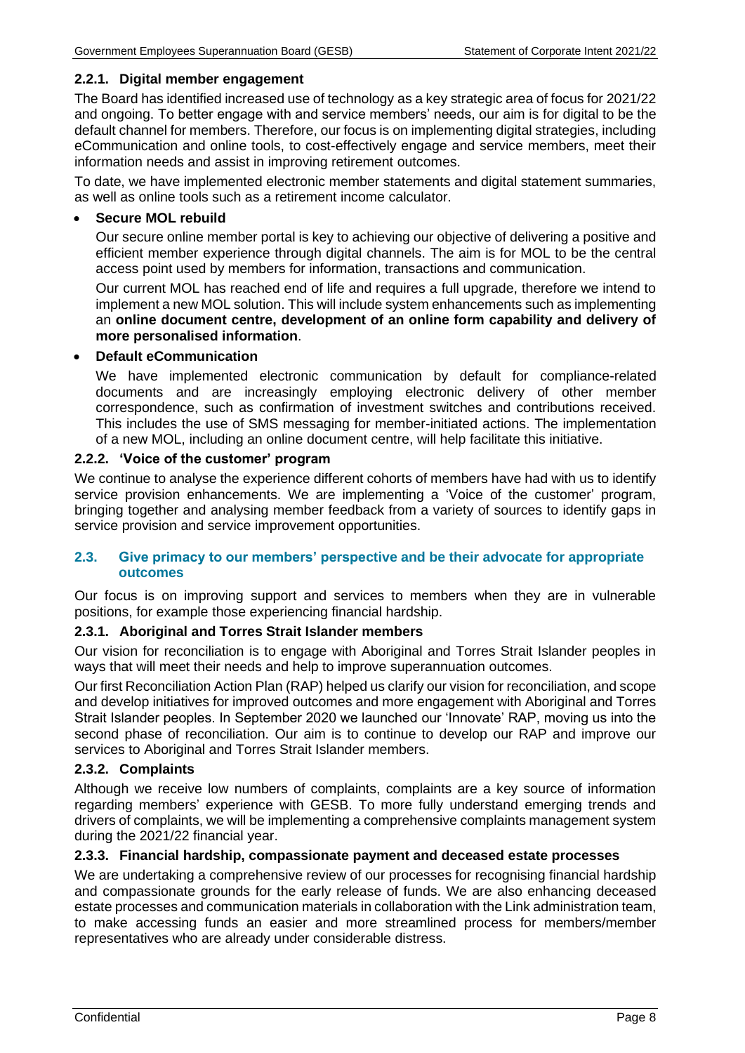#### 2.2.1. Digital member engagement

The Board has identified increased use of technology as a key strategic area of focus for 2021/22 and ongoing. To better engage with and service members' needs, our aim is for digital to be the default channel for members. Therefore, our focus is on implementing digital strategies, including eCommunication and online tools, to cost-effectively engage and service members, meet their information needs and assist in improving retirement outcomes.

To date, we have implemented electronic member statements and digital statement summaries, as well as online tools such as a retirement income calculator.

- **Secure MOL rebuild**

  Our secure online member portal is key to achieving our objective of delivering a positive and efficient member experience through digital channels. The aim is for MOL to be the central access point used by members for information, transactions and communication.

  Our current MOL has reached end of life and requires a full upgrade, therefore we intend to implement a new MOL solution. This will include system enhancements such as implementing an **online document centre, development of an online form capability and delivery of more personalised information**.

- **Default eCommunication**

  We have implemented electronic communication by default for compliance-related documents and are increasingly employing electronic delivery of other member correspondence, such as confirmation of investment switches and contributions received. This includes the use of SMS messaging for member-initiated actions. The implementation of a new MOL, including an online document centre, will help facilitate this initiative.

#### 2.2.2. 'Voice of the customer' program

We continue to analyse the experience different cohorts of members have had with us to identify service provision enhancements. We are implementing a 'Voice of the customer' program, bringing together and analysing member feedback from a variety of sources to identify gaps in service provision and service improvement opportunities.

### 2.3. Give primacy to our members' perspective and be their advocate for appropriate outcomes

Our focus is on improving support and services to members when they are in vulnerable positions, for example those experiencing financial hardship.

#### 2.3.1. Aboriginal and Torres Strait Islander members

Our vision for reconciliation is to engage with Aboriginal and Torres Strait Islander peoples in ways that will meet their needs and help to improve superannuation outcomes.

Our first Reconciliation Action Plan (RAP) helped us clarify our vision for reconciliation, and scope and develop initiatives for improved outcomes and more engagement with Aboriginal and Torres Strait Islander peoples. In September 2020 we launched our 'Innovate' RAP, moving us into the second phase of reconciliation. Our aim is to continue to develop our RAP and improve our services to Aboriginal and Torres Strait Islander members.

#### 2.3.2. Complaints

Although we receive low numbers of complaints, complaints are a key source of information regarding members' experience with GESB. To more fully understand emerging trends and drivers of complaints, we will be implementing a comprehensive complaints management system during the 2021/22 financial year.

#### 2.3.3. Financial hardship, compassionate payment and deceased estate processes

We are undertaking a comprehensive review of our processes for recognising financial hardship and compassionate grounds for the early release of funds. We are also enhancing deceased estate processes and communication materials in collaboration with the Link administration team, to make accessing funds an easier and more streamlined process for members/member representatives who are already under considerable distress.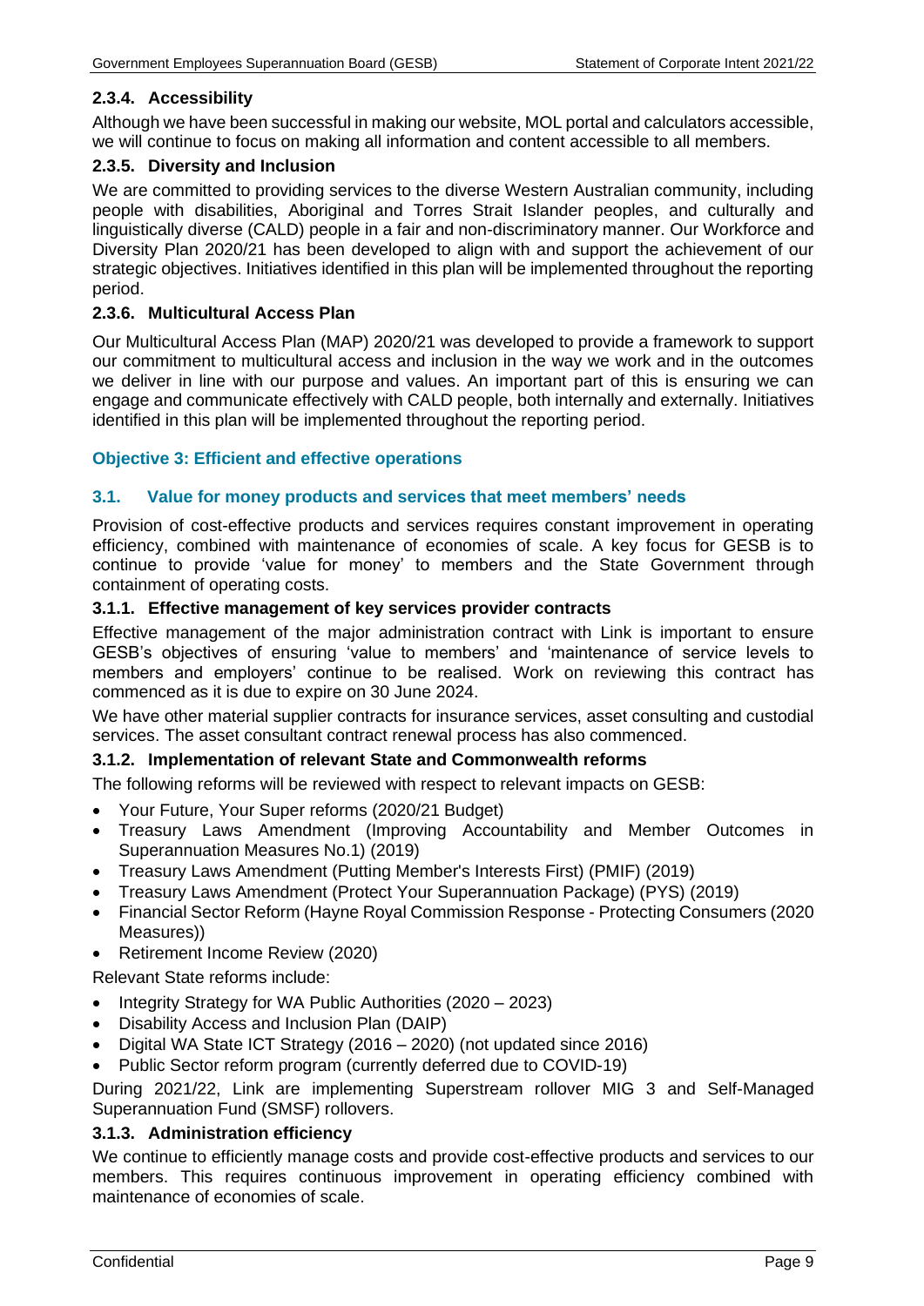#### 2.3.4. Accessibility

Although we have been successful in making our website, MOL portal and calculators accessible, we will continue to focus on making all information and content accessible to all members.

#### 2.3.5. Diversity and Inclusion

We are committed to providing services to the diverse Western Australian community, including people with disabilities, Aboriginal and Torres Strait Islander peoples, and culturally and linguistically diverse (CALD) people in a fair and non-discriminatory manner. Our Workforce and Diversity Plan 2020/21 has been developed to align with and support the achievement of our strategic objectives. Initiatives identified in this plan will be implemented throughout the reporting period.

#### 2.3.6. Multicultural Access Plan

Our Multicultural Access Plan (MAP) 2020/21 was developed to provide a framework to support our commitment to multicultural access and inclusion in the way we work and in the outcomes we deliver in line with our purpose and values. An important part of this is ensuring we can engage and communicate effectively with CALD people, both internally and externally. Initiatives identified in this plan will be implemented throughout the reporting period.

## Objective 3: Efficient and effective operations

### 3.1. Value for money products and services that meet members' needs

Provision of cost-effective products and services requires constant improvement in operating efficiency, combined with maintenance of economies of scale. A key focus for GESB is to continue to provide 'value for money' to members and the State Government through containment of operating costs.

#### 3.1.1. Effective management of key services provider contracts

Effective management of the major administration contract with Link is important to ensure GESB's objectives of ensuring 'value to members' and 'maintenance of service levels to members and employers' continue to be realised. Work on reviewing this contract has commenced as it is due to expire on 30 June 2024.

We have other material supplier contracts for insurance services, asset consulting and custodial services. The asset consultant contract renewal process has also commenced.

#### 3.1.2. Implementation of relevant State and Commonwealth reforms

The following reforms will be reviewed with respect to relevant impacts on GESB:

- Your Future, Your Super reforms (2020/21 Budget)
- Treasury Laws Amendment (Improving Accountability and Member Outcomes in Superannuation Measures No.1) (2019)
- Treasury Laws Amendment (Putting Member's Interests First) (PMIF) (2019)
- Treasury Laws Amendment (Protect Your Superannuation Package) (PYS) (2019)
- Financial Sector Reform (Hayne Royal Commission Response - Protecting Consumers (2020 Measures))
- Retirement Income Review (2020)

Relevant State reforms include:

- Integrity Strategy for WA Public Authorities (2020 – 2023)
- Disability Access and Inclusion Plan (DAIP)
- Digital WA State ICT Strategy (2016 – 2020) (not updated since 2016)
- Public Sector reform program (currently deferred due to COVID-19)

During 2021/22, Link are implementing Superstream rollover MIG 3 and Self-Managed Superannuation Fund (SMSF) rollovers.

#### 3.1.3. Administration efficiency

We continue to efficiently manage costs and provide cost-effective products and services to our members. This requires continuous improvement in operating efficiency combined with maintenance of economies of scale.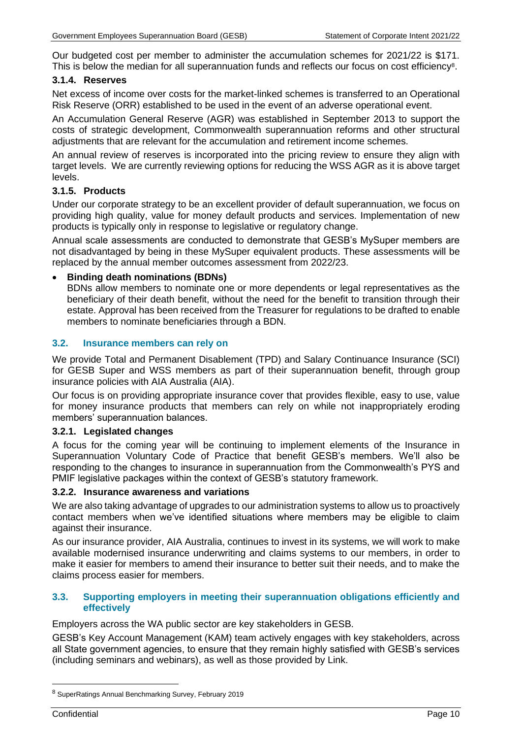Our budgeted cost per member to administer the accumulation schemes for 2021/22 is $171. This is below the median for all superannuation funds and reflects our focus on cost efficiency[8].

#### 3.1.4. Reserves

Net excess of income over costs for the market-linked schemes is transferred to an Operational Risk Reserve (ORR) established to be used in the event of an adverse operational event.

An Accumulation General Reserve (AGR) was established in September 2013 to support the costs of strategic development, Commonwealth superannuation reforms and other structural adjustments that are relevant for the accumulation and retirement income schemes.

An annual review of reserves is incorporated into the pricing review to ensure they align with target levels. We are currently reviewing options for reducing the WSS AGR as it is above target levels.

#### 3.1.5. Products

Under our corporate strategy to be an excellent provider of default superannuation, we focus on providing high quality, value for money default products and services. Implementation of new products is typically only in response to legislative or regulatory change.

Annual scale assessments are conducted to demonstrate that GESB's MySuper members are not disadvantaged by being in these MySuper equivalent products. These assessments will be replaced by the annual member outcomes assessment from 2022/23.

- **Binding death nominations (BDNs)**
  BDNs allow members to nominate one or more dependents or legal representatives as the beneficiary of their death benefit, without the need for the benefit to transition through their estate. Approval has been received from the Treasurer for regulations to be drafted to enable members to nominate beneficiaries through a BDN.

### 3.2. Insurance members can rely on

We provide Total and Permanent Disablement (TPD) and Salary Continuance Insurance (SCI) for GESB Super and WSS members as part of their superannuation benefit, through group insurance policies with AIA Australia (AIA).

Our focus is on providing appropriate insurance cover that provides flexible, easy to use, value for money insurance products that members can rely on while not inappropriately eroding members' superannuation balances.

#### 3.2.1. Legislated changes

A focus for the coming year will be continuing to implement elements of the Insurance in Superannuation Voluntary Code of Practice that benefit GESB's members. We'll also be responding to the changes to insurance in superannuation from the Commonwealth's PYS and PMIF legislative packages within the context of GESB's statutory framework.

#### 3.2.2. Insurance awareness and variations

We are also taking advantage of upgrades to our administration systems to allow us to proactively contact members when we've identified situations where members may be eligible to claim against their insurance.

As our insurance provider, AIA Australia, continues to invest in its systems, we will work to make available modernised insurance underwriting and claims systems to our members, in order to make it easier for members to amend their insurance to better suit their needs, and to make the claims process easier for members.

### 3.3. Supporting employers in meeting their superannuation obligations efficiently and effectively

Employers across the WA public sector are key stakeholders in GESB.

GESB's Key Account Management (KAM) team actively engages with key stakeholders, across all State government agencies, to ensure that they remain highly satisfied with GESB's services (including seminars and webinars), as well as those provided by Link.

---

[8] SuperRatings Annual Benchmarking Survey, February 2019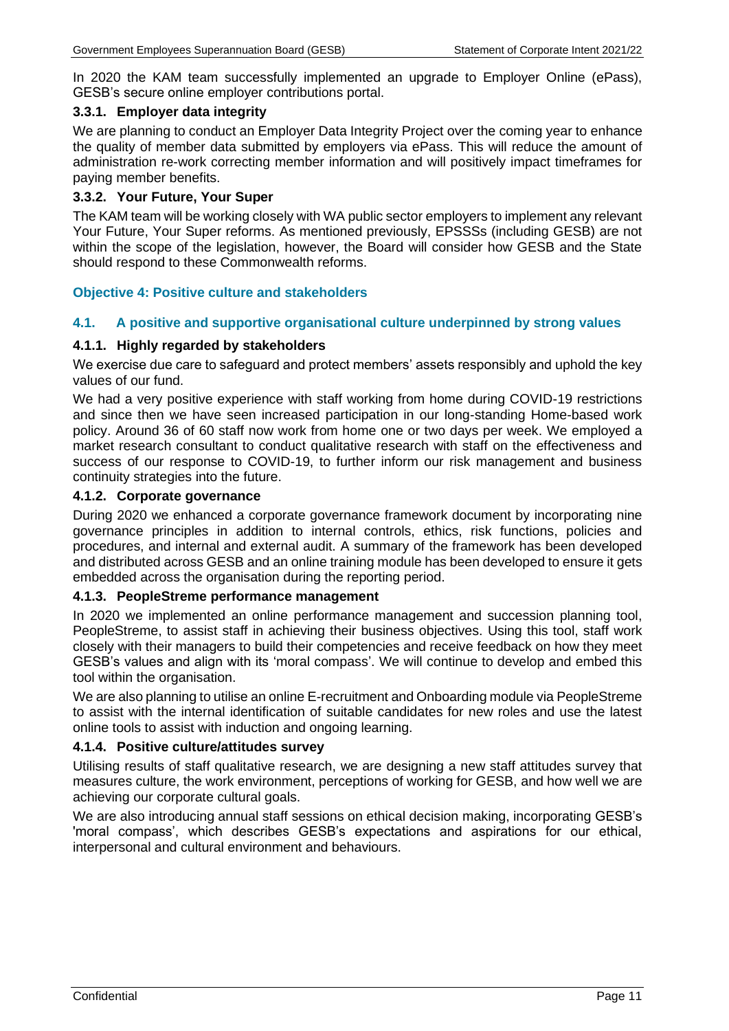In 2020 the KAM team successfully implemented an upgrade to Employer Online (ePass), GESB's secure online employer contributions portal.

### 3.3.1. Employer data integrity

We are planning to conduct an Employer Data Integrity Project over the coming year to enhance the quality of member data submitted by employers via ePass. This will reduce the amount of administration re-work correcting member information and will positively impact timeframes for paying member benefits.

### 3.3.2. Your Future, Your Super

The KAM team will be working closely with WA public sector employers to implement any relevant Your Future, Your Super reforms. As mentioned previously, EPSSSs (including GESB) are not within the scope of the legislation, however, the Board will consider how GESB and the State should respond to these Commonwealth reforms.

## Objective 4: Positive culture and stakeholders

## 4.1. A positive and supportive organisational culture underpinned by strong values

### 4.1.1. Highly regarded by stakeholders

We exercise due care to safeguard and protect members' assets responsibly and uphold the key values of our fund.

We had a very positive experience with staff working from home during COVID-19 restrictions and since then we have seen increased participation in our long-standing Home-based work policy. Around 36 of 60 staff now work from home one or two days per week. We employed a market research consultant to conduct qualitative research with staff on the effectiveness and success of our response to COVID-19, to further inform our risk management and business continuity strategies into the future.

### 4.1.2. Corporate governance

During 2020 we enhanced a corporate governance framework document by incorporating nine governance principles in addition to internal controls, ethics, risk functions, policies and procedures, and internal and external audit. A summary of the framework has been developed and distributed across GESB and an online training module has been developed to ensure it gets embedded across the organisation during the reporting period.

### 4.1.3. PeopleStreme performance management

In 2020 we implemented an online performance management and succession planning tool, PeopleStreme, to assist staff in achieving their business objectives. Using this tool, staff work closely with their managers to build their competencies and receive feedback on how they meet GESB's values and align with its 'moral compass'. We will continue to develop and embed this tool within the organisation.

We are also planning to utilise an online E-recruitment and Onboarding module via PeopleStreme to assist with the internal identification of suitable candidates for new roles and use the latest online tools to assist with induction and ongoing learning.

### 4.1.4. Positive culture/attitudes survey

Utilising results of staff qualitative research, we are designing a new staff attitudes survey that measures culture, the work environment, perceptions of working for GESB, and how well we are achieving our corporate cultural goals.

We are also introducing annual staff sessions on ethical decision making, incorporating GESB's 'moral compass', which describes GESB's expectations and aspirations for our ethical, interpersonal and cultural environment and behaviours.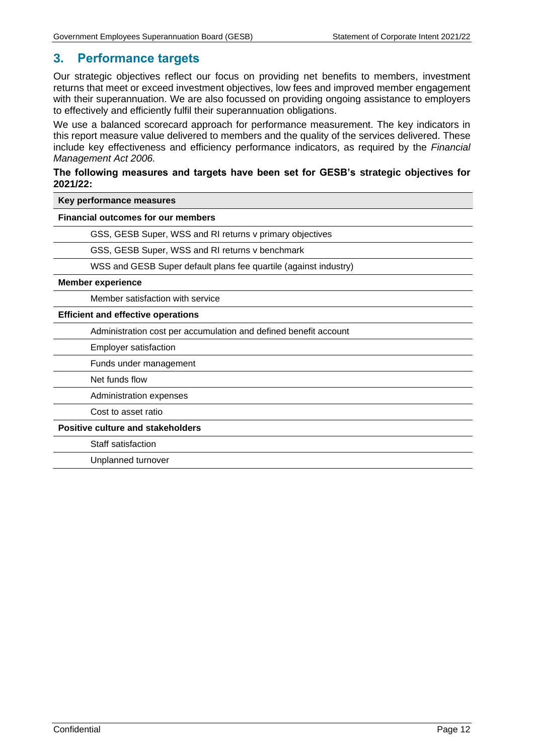## 3. Performance targets

Our strategic objectives reflect our focus on providing net benefits to members, investment returns that meet or exceed investment objectives, low fees and improved member engagement with their superannuation. We are also focussed on providing ongoing assistance to employers to effectively and efficiently fulfil their superannuation obligations.

We use a balanced scorecard approach for performance measurement. The key indicators in this report measure value delivered to members and the quality of the services delivered. These include key effectiveness and efficiency performance indicators, as required by the *Financial Management Act 2006.*

**The following measures and targets have been set for GESB's strategic objectives for 2021/22:**

| Key performance measures |
|---|
| **Financial outcomes for our members** |
| GSS, GESB Super, WSS and RI returns v primary objectives |
| GSS, GESB Super, WSS and RI returns v benchmark |
| WSS and GESB Super default plans fee quartile (against industry) |
| **Member experience** |
| Member satisfaction with service |
| **Efficient and effective operations** |
| Administration cost per accumulation and defined benefit account |
| Employer satisfaction |
| Funds under management |
| Net funds flow |
| Administration expenses |
| Cost to asset ratio |
| **Positive culture and stakeholders** |
| Staff satisfaction |
| Unplanned turnover |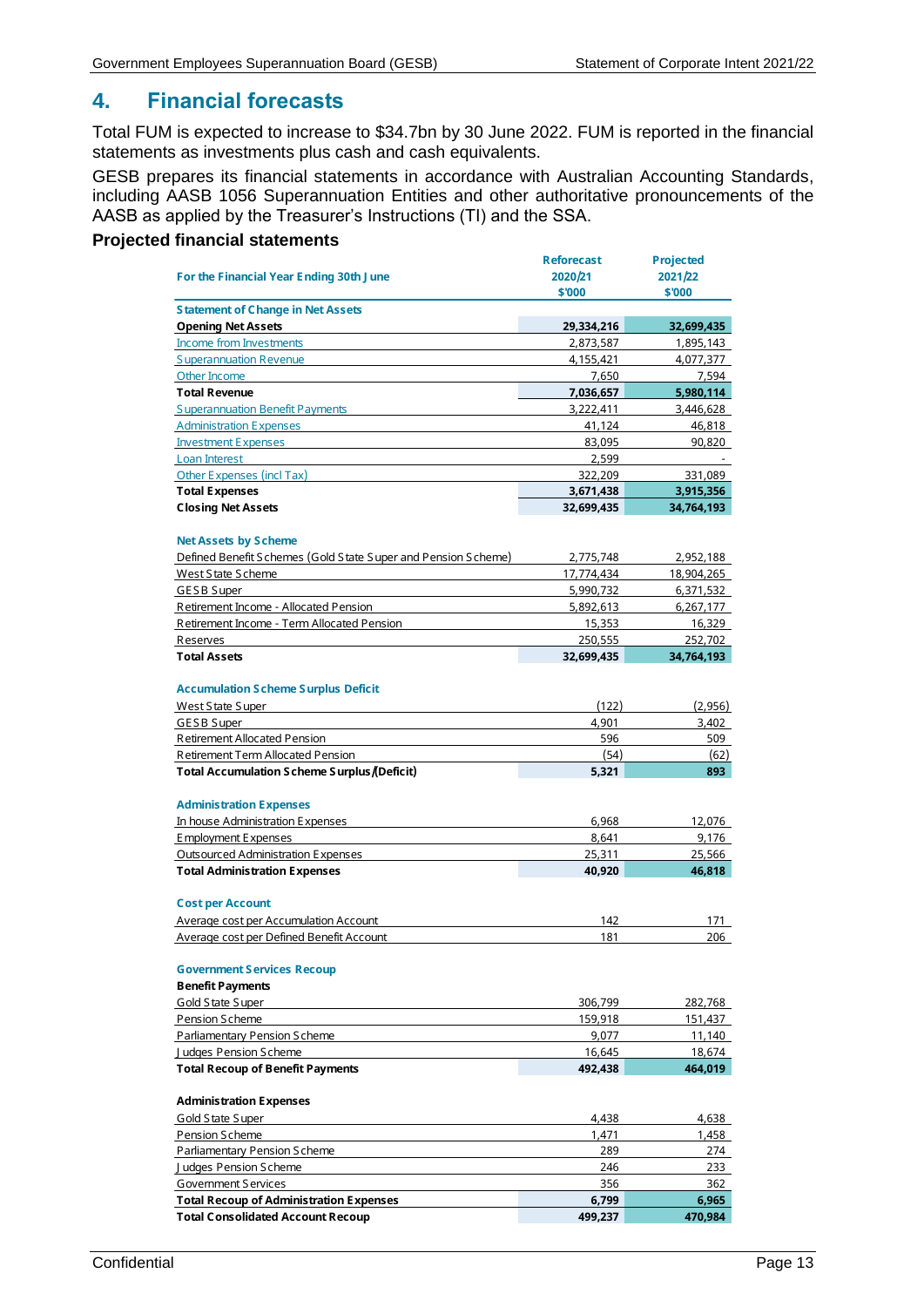## 4. Financial forecasts

Total FUM is expected to increase to $34.7bn by 30 June 2022. FUM is reported in the financial statements as investments plus cash and cash equivalents.

GESB prepares its financial statements in accordance with Australian Accounting Standards, including AASB 1056 Superannuation Entities and other authoritative pronouncements of the AASB as applied by the Treasurer's Instructions (TI) and the SSA.

### Projected financial statements

| For the Financial Year Ending 30th June | Reforecast 2020/21 $'000 | Projected 2021/22 $'000 |
|---|---|---|
| **Statement of Change in Net Assets** | | |
| **Opening Net Assets** | **29,334,216** | **32,699,435** |
| Income from Investments | 2,873,587 | 1,895,143 |
| Superannuation Revenue | 4,155,421 | 4,077,377 |
| Other Income | 7,650 | 7,594 |
| **Total Revenue** | **7,036,657** | **5,980,114** |
| Superannuation Benefit Payments | 3,222,411 | 3,446,628 |
| Administration Expenses | 41,124 | 46,818 |
| Investment Expenses | 83,095 | 90,820 |
| Loan Interest | 2,599 | - |
| Other Expenses (incl Tax) | 322,209 | 331,089 |
| **Total Expenses** | **3,671,438** | **3,915,356** |
| **Closing Net Assets** | **32,699,435** | **34,764,193** |
| | | |
| **Net Assets by Scheme** | | |
| Defined Benefit Schemes (Gold State Super and Pension Scheme) | 2,775,748 | 2,952,188 |
| West State Scheme | 17,774,434 | 18,904,265 |
| GESB Super | 5,990,732 | 6,371,532 |
| Retirement Income - Allocated Pension | 5,892,613 | 6,267,177 |
| Retirement Income - Term Allocated Pension | 15,353 | 16,329 |
| Reserves | 250,555 | 252,702 |
| **Total Assets** | **32,699,435** | **34,764,193** |
| | | |
| **Accumulation Scheme Surplus Deficit** | | |
| West State Super | (122) | (2,956) |
| GESB Super | 4,901 | 3,402 |
| Retirement Allocated Pension | 596 | 509 |
| Retirement Term Allocated Pension | (54) | (62) |
| **Total Accumulation Scheme Surplus/(Deficit)** | **5,321** | **893** |
| | | |
| **Administration Expenses** | | |
| In house Administration Expenses | 6,968 | 12,076 |
| Employment Expenses | 8,641 | 9,176 |
| Outsourced Administration Expenses | 25,311 | 25,566 |
| **Total Administration Expenses** | **40,920** | **46,818** |
| | | |
| **Cost per Account** | | |
| Average cost per Accumulation Account | 142 | 171 |
| Average cost per Defined Benefit Account | 181 | 206 |
| | | |
| **Government Services Recoup** | | |
| **Benefit Payments** | | |
| Gold State Super | 306,799 | 282,768 |
| Pension Scheme | 159,918 | 151,437 |
| Parliamentary Pension Scheme | 9,077 | 11,140 |
| Judges Pension Scheme | 16,645 | 18,674 |
| **Total Recoup of Benefit Payments** | **492,438** | **464,019** |
| | | |
| **Administration Expenses** | | |
| Gold State Super | 4,438 | 4,638 |
| Pension Scheme | 1,471 | 1,458 |
| Parliamentary Pension Scheme | 289 | 274 |
| Judges Pension Scheme | 246 | 233 |
| Government Services | 356 | 362 |
| **Total Recoup of Administration Expenses** | **6,799** | **6,965** |
| **Total Consolidated Account Recoup** | **499,237** | **470,984** |

Confidential